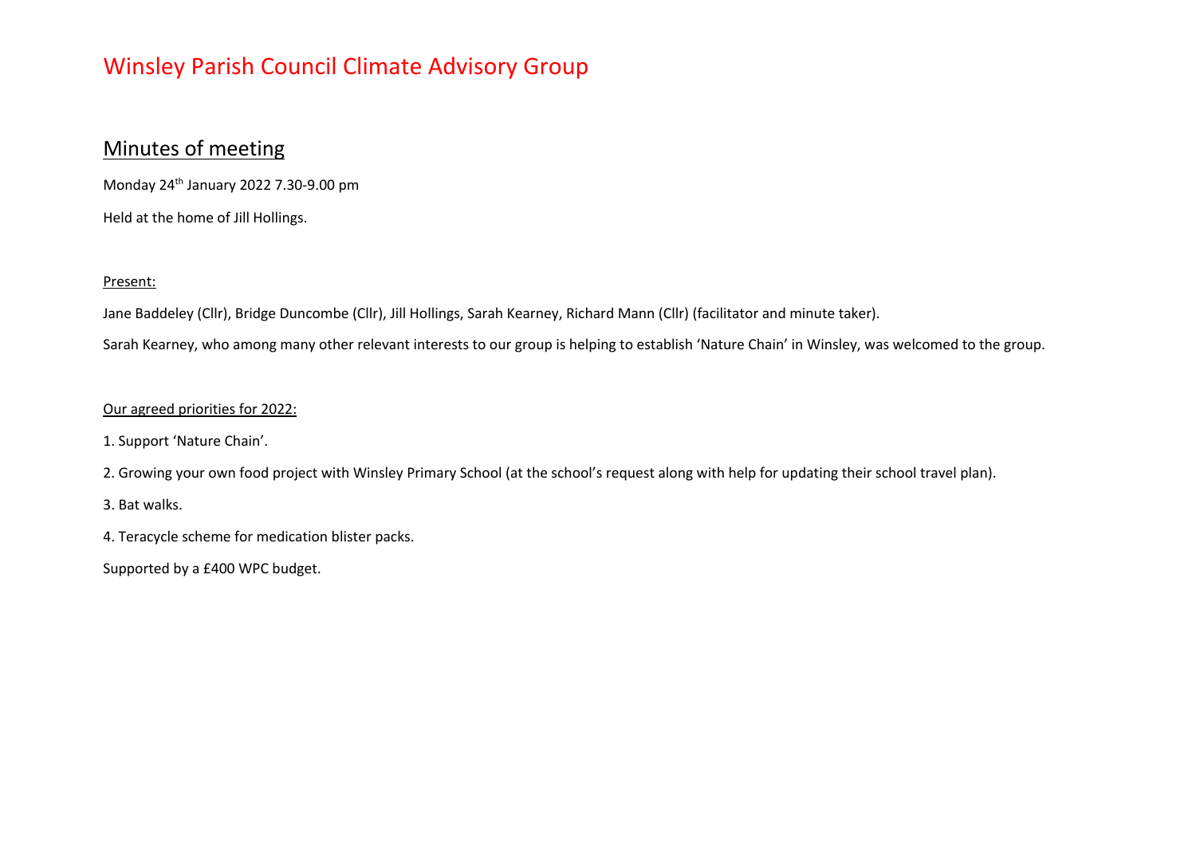# Winsley Parish Council Climate Advisory Group

## Minutes of meeting

Monday 24th January 2022 7.30-9.00 pm

Held at the home of Jill Hollings.

Present:

Jane Baddeley (Cllr), Bridge Duncombe (Cllr), Jill Hollings, Sarah Kearney, Richard Mann (Cllr) (facilitator and minute taker).

Sarah Kearney, who among many other relevant interests to our group is helping to establish 'Nature Chain' in Winsley, was welcomed to the group.

Our agreed priorities for 2022:

1. Support 'Nature Chain'.
2. Growing your own food project with Winsley Primary School (at the school's request along with help for updating their school travel plan).
3. Bat walks.
4. Teracycle scheme for medication blister packs.

Supported by a £400 WPC budget.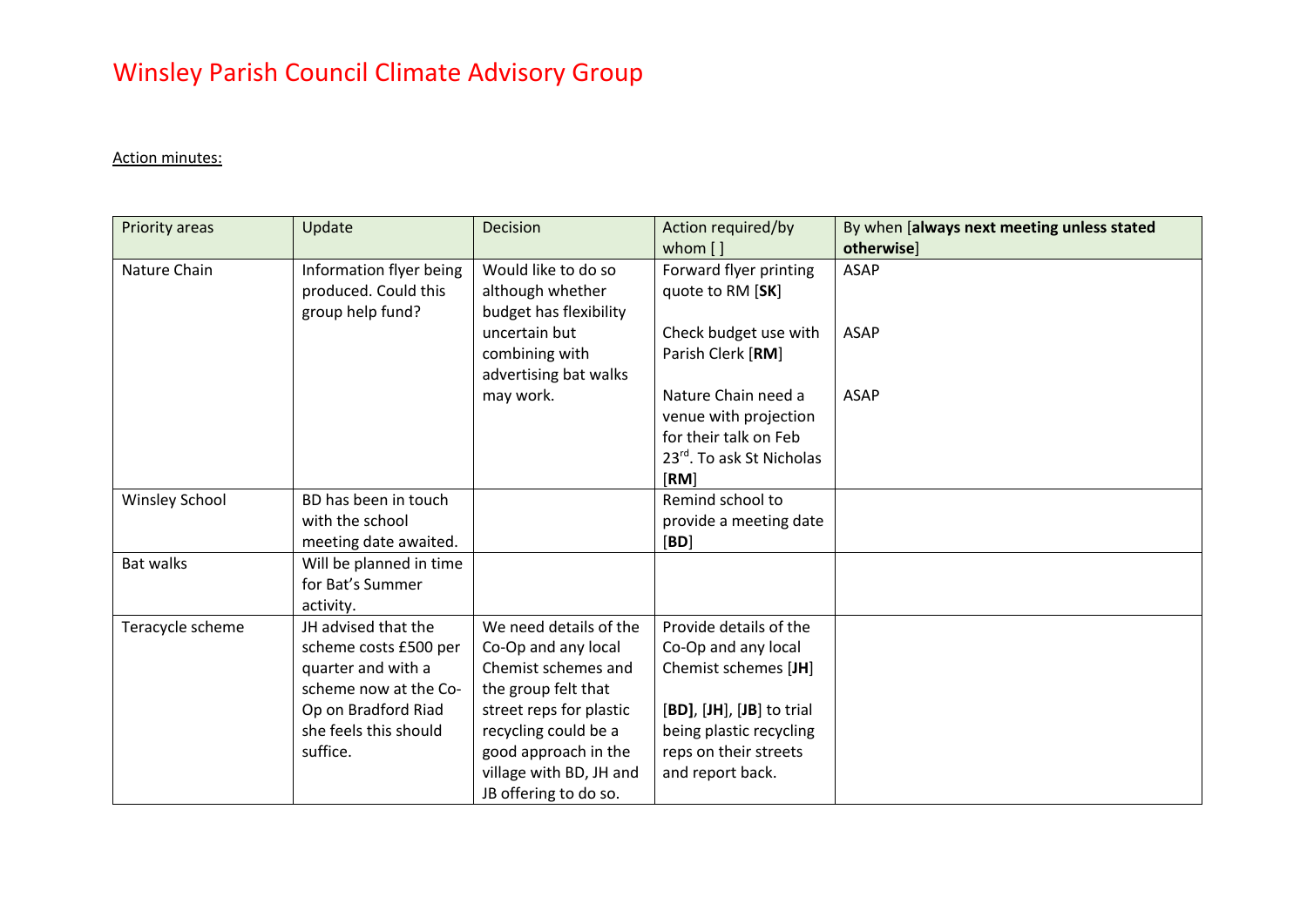# Winsley Parish Council Climate Advisory Group

Action minutes:

| Priority areas | Update | Decision | Action required/by whom [ ] | By when [**always next meeting unless stated otherwise**] |
|---|---|---|---|---|
| Nature Chain | Information flyer being produced. Could this group help fund? | Would like to do so although whether budget has flexibility uncertain but combining with advertising bat walks may work. | Forward flyer printing quote to RM [**SK**]<br><br>Check budget use with Parish Clerk [**RM**]<br><br>Nature Chain need a venue with projection for their talk on Feb 23rd. To ask St Nicholas [**RM**] | ASAP<br><br>ASAP<br><br>ASAP |
| Winsley School | BD has been in touch with the school meeting date awaited. | | Remind school to provide a meeting date [**BD**] | |
| Bat walks | Will be planned in time for Bat's Summer activity. | | | |
| Teracycle scheme | JH advised that the scheme costs £500 per quarter and with a scheme now at the Co-Op on Bradford Riad she feels this should suffice. | We need details of the Co-Op and any local Chemist schemes and the group felt that street reps for plastic recycling could be a good approach in the village with BD, JH and JB offering to do so. | Provide details of the Co-Op and any local Chemist schemes [**JH**]<br><br>[**BD**], [**JH**], [**JB**] to trial being plastic recycling reps on their streets and report back. | |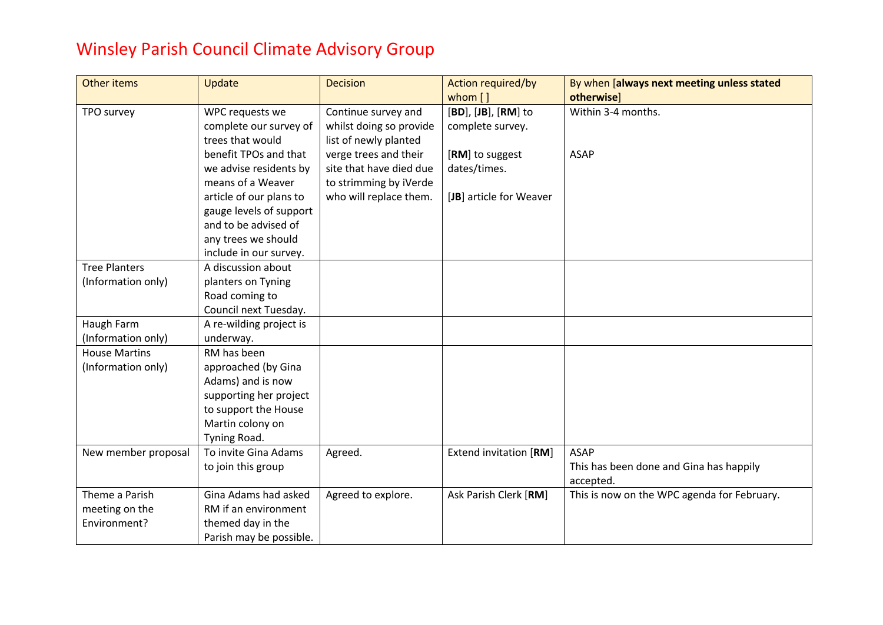# Winsley Parish Council Climate Advisory Group

| Other items | Update | Decision | Action required/by whom [ ] | By when [**always next meeting unless stated otherwise**] |
|---|---|---|---|---|
| TPO survey | WPC requests we complete our survey of trees that would benefit TPOs and that we advise residents by means of a Weaver article of our plans to gauge levels of support and to be advised of any trees we should include in our survey. | Continue survey and whilst doing so provide list of newly planted verge trees and their site that have died due to strimming by iVerde who will replace them. | [**BD**], [**JB**], [**RM**] to complete survey.<br><br>[**RM**] to suggest dates/times.<br><br>[**JB**] article for Weaver | Within 3-4 months.<br><br>ASAP |
| Tree Planters (Information only) | A discussion about planters on Tyning Road coming to Council next Tuesday. | | | |
| Haugh Farm (Information only) | A re-wilding project is underway. | | | |
| House Martins (Information only) | RM has been approached (by Gina Adams) and is now supporting her project to support the House Martin colony on Tyning Road. | | | |
| New member proposal | To invite Gina Adams to join this group | Agreed. | Extend invitation [**RM**] | ASAP<br>This has been done and Gina has happily accepted. |
| Theme a Parish meeting on the Environment? | Gina Adams had asked RM if an environment themed day in the Parish may be possible. | Agreed to explore. | Ask Parish Clerk [**RM**] | This is now on the WPC agenda for February. |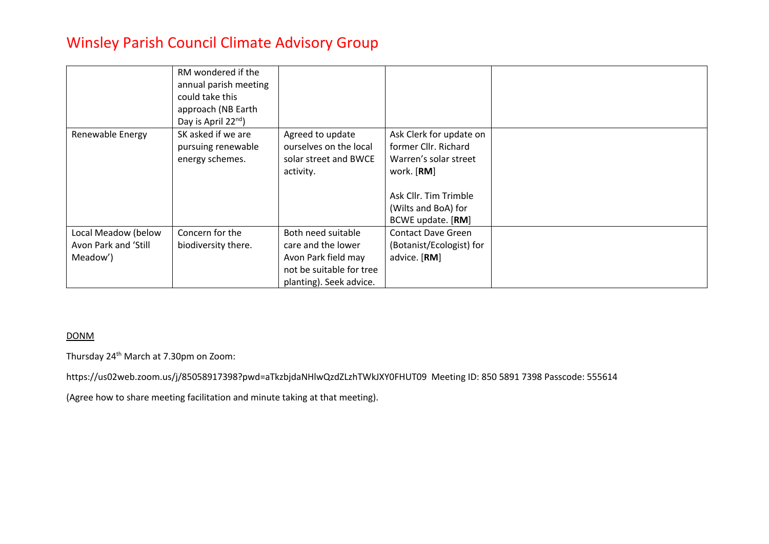# Winsley Parish Council Climate Advisory Group

| | | | | |
|---|---|---|---|---|
| | RM wondered if the annual parish meeting could take this approach (NB Earth Day is April 22nd) | | | |
| Renewable Energy | SK asked if we are pursuing renewable energy schemes. | Agreed to update ourselves on the local solar street and BWCE activity. | Ask Clerk for update on former Cllr. Richard Warren's solar street work. [**RM**]<br><br>Ask Cllr. Tim Trimble (Wilts and BoA) for BCWE update. [**RM**] | |
| Local Meadow (below Avon Park and 'Still Meadow') | Concern for the biodiversity there. | Both need suitable care and the lower Avon Park field may not be suitable for tree planting). Seek advice. | Contact Dave Green (Botanist/Ecologist) for advice. [**RM**] | |

<u>DONM</u>

Thursday 24th March at 7.30pm on Zoom:

https://us02web.zoom.us/j/85058917398?pwd=aTkzbjdaNHlwQzdZLzhTWkJXY0FHUT09 Meeting ID: 850 5891 7398 Passcode: 555614

(Agree how to share meeting facilitation and minute taking at that meeting).